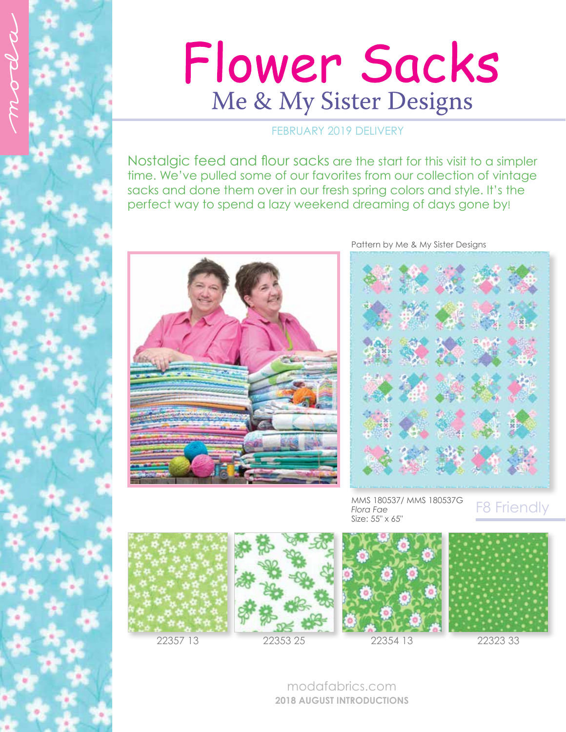moda

# Flower Sacks

## Me & My Sister Designs

FEBRUARY 2019 DELIVERY

Nostalgic feed and flour sacks are the start for this visit to a simpler time. We've pulled some of our favorites from our collection of vintage sacks and done them over in our fresh spring colors and style. It's the perfect way to spend a lazy weekend dreaming of days gone by!

Pattern by Me & My Sister Designs

MMS 180537/ MMS 180537G
*Flora Fae*
Size: 55" x 65"

F8 Friendly

22357 13

22353 25

22354 13

22323 33

modafabrics.com

**2018 AUGUST INTRODUCTIONS**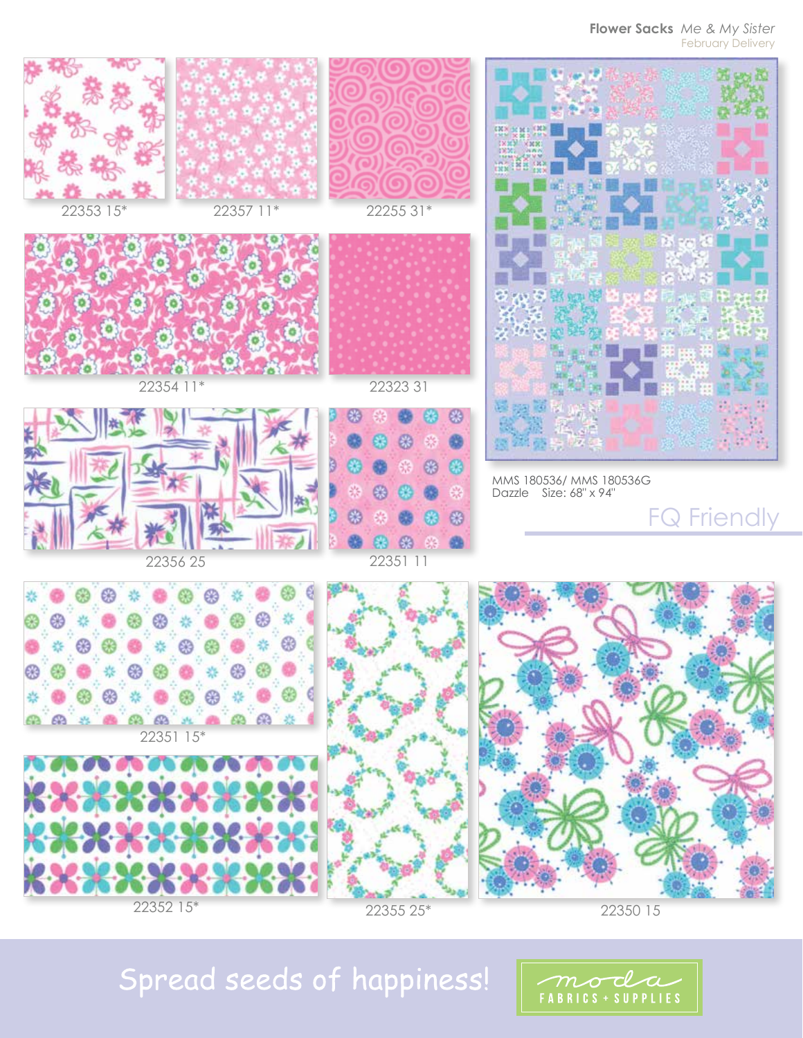**Flower Sacks** *Me & My Sister*

February Delivery

22353 15*

22357 11*

22255 31*

22354 11*

22323 31

22356 25

22351 11

MMS 180536/ MMS 180536G
Dazzle Size: 68" x 94"

FQ Friendly

22351 15*

22352 15*

22355 25*

22350 15

Spread seeds of happiness!

moda FABRICS + SUPPLIES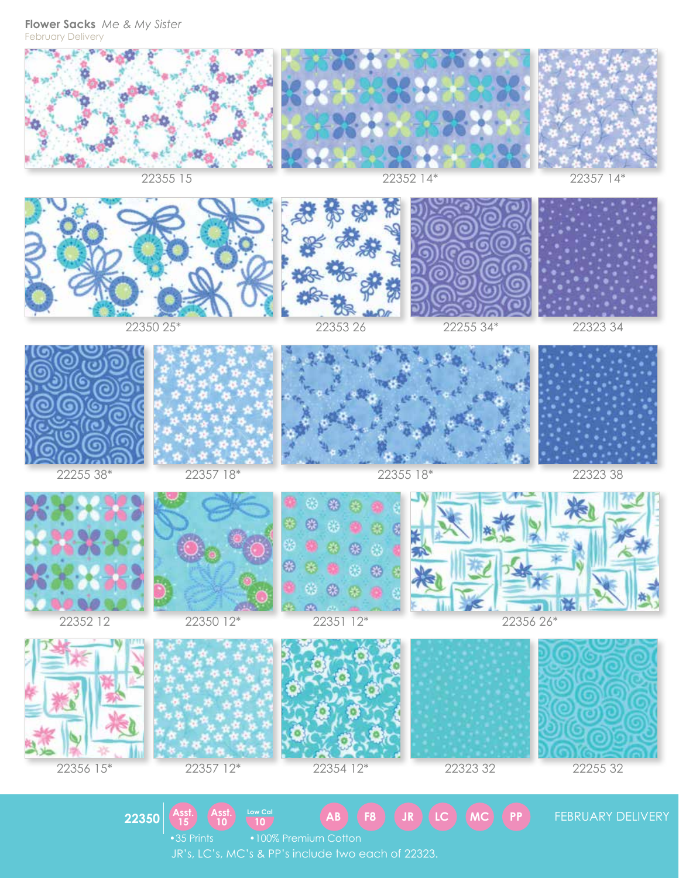**Flower Sacks** *Me & My Sister*

February Delivery

22355 15

22352 14*

22357 14*

22350 25*

22353 26

22255 34*

22323 34

22255 38*

22357 18*

22355 18*

22323 38

22352 12

22350 12*

22351 12*

22356 26*

22356 15*

22357 12*

22354 12*

22323 32

22255 32

**22350** Asst. 15 Asst. 10 Low Cal 10 AB F8 JR LC MC PP FEBRUARY DELIVERY

•35 Prints •100% Premium Cotton

JR's, LC's, MC's & PP's include two each of 22323.